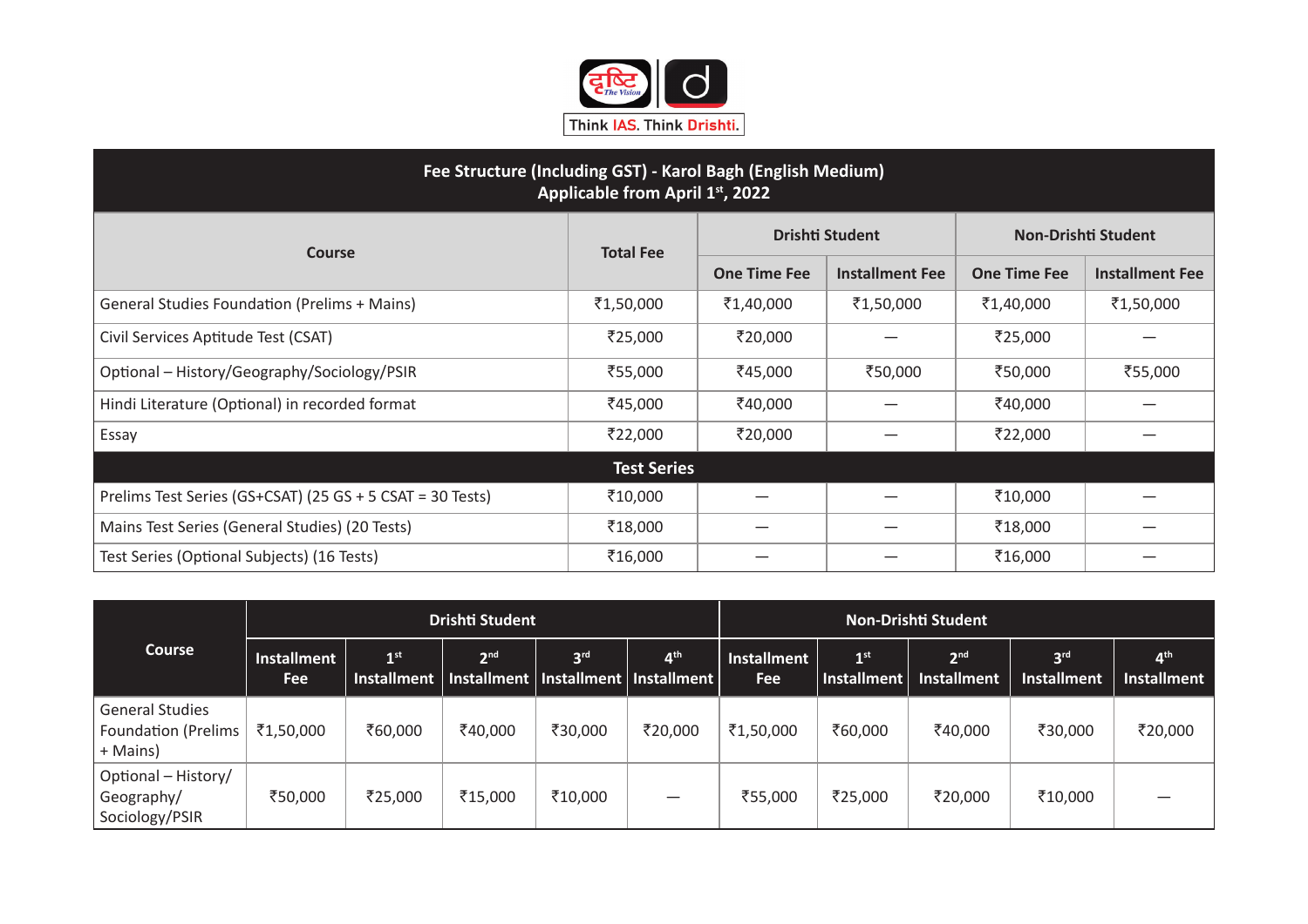Think IAS. Think Drishti.

## Fee Structure (Including GST) - Karol Bagh (English Medium)
## Applicable from April 1st, 2022

| Course | Total Fee | Drishti Student | | Non-Drishti Student | |
|---|---|---|---|---|---|
| | | One Time Fee | Installment Fee | One Time Fee | Installment Fee |
| General Studies Foundation (Prelims + Mains) | ₹1,50,000 | ₹1,40,000 | ₹1,50,000 | ₹1,40,000 | ₹1,50,000 |
| Civil Services Aptitude Test (CSAT) | ₹25,000 | ₹20,000 | — | ₹25,000 | — |
| Optional – History/Geography/Sociology/PSIR | ₹55,000 | ₹45,000 | ₹50,000 | ₹50,000 | ₹55,000 |
| Hindi Literature (Optional) in recorded format | ₹45,000 | ₹40,000 | — | ₹40,000 | — |
| Essay | ₹22,000 | ₹20,000 | — | ₹22,000 | — |
| **Test Series** | | | | | |
| Prelims Test Series (GS+CSAT) (25 GS + 5 CSAT = 30 Tests) | ₹10,000 | — | — | ₹10,000 | — |
| Mains Test Series (General Studies) (20 Tests) | ₹18,000 | — | — | ₹18,000 | — |
| Test Series (Optional Subjects) (16 Tests) | ₹16,000 | — | — | ₹16,000 | — |

| Course | Drishti Student | | | | | Non-Drishti Student | | | | |
|---|---|---|---|---|---|---|---|---|---|---|
| | Installment Fee | 1st Installment | 2nd Installment | 3rd Installment | 4th Installment | Installment Fee | 1st Installment | 2nd Installment | 3rd Installment | 4th Installment |
| General Studies Foundation (Prelims + Mains) | ₹1,50,000 | ₹60,000 | ₹40,000 | ₹30,000 | ₹20,000 | ₹1,50,000 | ₹60,000 | ₹40,000 | ₹30,000 | ₹20,000 |
| Optional – History/ Geography/ Sociology/PSIR | ₹50,000 | ₹25,000 | ₹15,000 | ₹10,000 | — | ₹55,000 | ₹25,000 | ₹20,000 | ₹10,000 | — |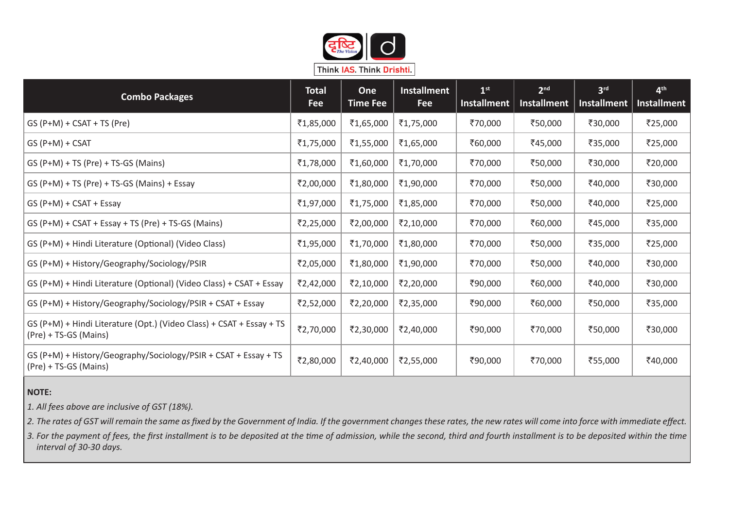दृष्टि The Vision | d

Think IAS. Think Drishti.

| Combo Packages | Total Fee | One Time Fee | Installment Fee | 1st Installment | 2nd Installment | 3rd Installment | 4th Installment |
|---|---|---|---|---|---|---|---|
| GS (P+M) + CSAT + TS (Pre) | ₹1,85,000 | ₹1,65,000 | ₹1,75,000 | ₹70,000 | ₹50,000 | ₹30,000 | ₹25,000 |
| GS (P+M) + CSAT | ₹1,75,000 | ₹1,55,000 | ₹1,65,000 | ₹60,000 | ₹45,000 | ₹35,000 | ₹25,000 |
| GS (P+M) + TS (Pre) + TS-GS (Mains) | ₹1,78,000 | ₹1,60,000 | ₹1,70,000 | ₹70,000 | ₹50,000 | ₹30,000 | ₹20,000 |
| GS (P+M) + TS (Pre) + TS-GS (Mains) + Essay | ₹2,00,000 | ₹1,80,000 | ₹1,90,000 | ₹70,000 | ₹50,000 | ₹40,000 | ₹30,000 |
| GS (P+M) + CSAT + Essay | ₹1,97,000 | ₹1,75,000 | ₹1,85,000 | ₹70,000 | ₹50,000 | ₹40,000 | ₹25,000 |
| GS (P+M) + CSAT + Essay + TS (Pre) + TS-GS (Mains) | ₹2,25,000 | ₹2,00,000 | ₹2,10,000 | ₹70,000 | ₹60,000 | ₹45,000 | ₹35,000 |
| GS (P+M) + Hindi Literature (Optional) (Video Class) | ₹1,95,000 | ₹1,70,000 | ₹1,80,000 | ₹70,000 | ₹50,000 | ₹35,000 | ₹25,000 |
| GS (P+M) + History/Geography/Sociology/PSIR | ₹2,05,000 | ₹1,80,000 | ₹1,90,000 | ₹70,000 | ₹50,000 | ₹40,000 | ₹30,000 |
| GS (P+M) + Hindi Literature (Optional) (Video Class) + CSAT + Essay | ₹2,42,000 | ₹2,10,000 | ₹2,20,000 | ₹90,000 | ₹60,000 | ₹40,000 | ₹30,000 |
| GS (P+M) + History/Geography/Sociology/PSIR + CSAT + Essay | ₹2,52,000 | ₹2,20,000 | ₹2,35,000 | ₹90,000 | ₹60,000 | ₹50,000 | ₹35,000 |
| GS (P+M) + Hindi Literature (Opt.) (Video Class) + CSAT + Essay + TS (Pre) + TS-GS (Mains) | ₹2,70,000 | ₹2,30,000 | ₹2,40,000 | ₹90,000 | ₹70,000 | ₹50,000 | ₹30,000 |
| GS (P+M) + History/Geography/Sociology/PSIR + CSAT + Essay + TS (Pre) + TS-GS (Mains) | ₹2,80,000 | ₹2,40,000 | ₹2,55,000 | ₹90,000 | ₹70,000 | ₹55,000 | ₹40,000 |

**NOTE:**

*1. All fees above are inclusive of GST (18%).*

*2. The rates of GST will remain the same as fixed by the Government of India. If the government changes these rates, the new rates will come into force with immediate effect.*

*3. For the payment of fees, the first installment is to be deposited at the time of admission, while the second, third and fourth installment is to be deposited within the time interval of 30-30 days.*